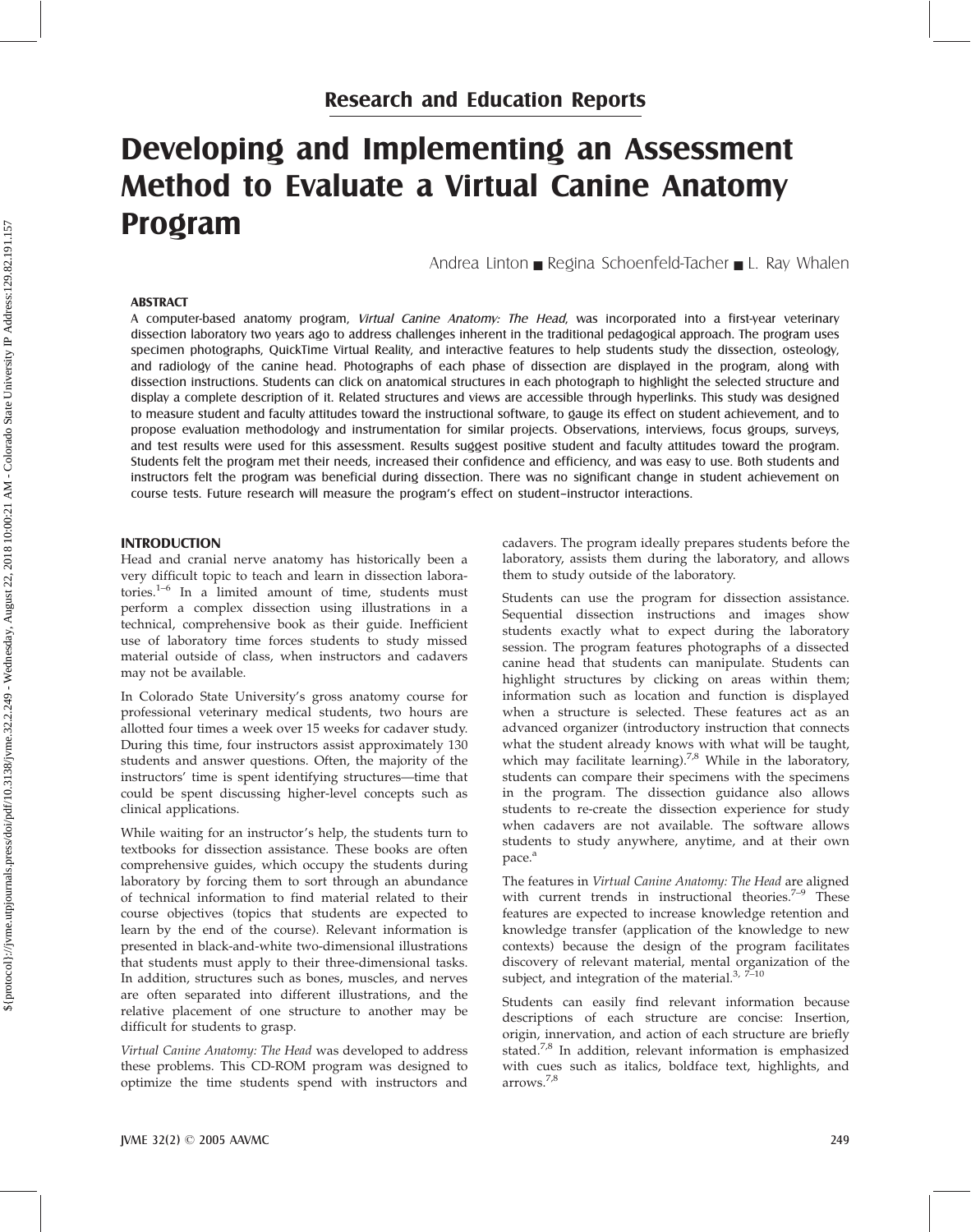Research and Education Reports

# Developing and Implementing an Assessment Method to Evaluate a Virtual Canine Anatomy Program

Andrea Linton ■ Regina Schoenfeld-Tacher ■ L. Ray Whalen

## ABSTRACT

A computer-based anatomy program, *Virtual Canine Anatomy: The Head*, was incorporated into a first-year veterinary dissection laboratory two years ago to address challenges inherent in the traditional pedagogical approach. The program uses specimen photographs, QuickTime Virtual Reality, and interactive features to help students study the dissection, osteology, and radiology of the canine head. Photographs of each phase of dissection are displayed in the program, along with dissection instructions. Students can click on anatomical structures in each photograph to highlight the selected structure and display a complete description of it. Related structures and views are accessible through hyperlinks. This study was designed to measure student and faculty attitudes toward the instructional software, to gauge its effect on student achievement, and to propose evaluation methodology and instrumentation for similar projects. Observations, interviews, focus groups, surveys, and test results were used for this assessment. Results suggest positive student and faculty attitudes toward the program. Students felt the program met their needs, increased their confidence and efficiency, and was easy to use. Both students and instructors felt the program was beneficial during dissection. There was no significant change in student achievement on course tests. Future research will measure the program's effect on student–instructor interactions.

## INTRODUCTION

Head and cranial nerve anatomy has historically been a very difficult topic to teach and learn in dissection laboratories.[1–6] In a limited amount of time, students must perform a complex dissection using illustrations in a technical, comprehensive book as their guide. Inefficient use of laboratory time forces students to study missed material outside of class, when instructors and cadavers may not be available.

In Colorado State University's gross anatomy course for professional veterinary medical students, two hours are allotted four times a week over 15 weeks for cadaver study. During this time, four instructors assist approximately 130 students and answer questions. Often, the majority of the instructors' time is spent identifying structures—time that could be spent discussing higher-level concepts such as clinical applications.

While waiting for an instructor's help, the students turn to textbooks for dissection assistance. These books are often comprehensive guides, which occupy the students during laboratory by forcing them to sort through an abundance of technical information to find material related to their course objectives (topics that students are expected to learn by the end of the course). Relevant information is presented in black-and-white two-dimensional illustrations that students must apply to their three-dimensional tasks. In addition, structures such as bones, muscles, and nerves are often separated into different illustrations, and the relative placement of one structure to another may be difficult for students to grasp.

*Virtual Canine Anatomy: The Head* was developed to address these problems. This CD-ROM program was designed to optimize the time students spend with instructors and cadavers. The program ideally prepares students before the laboratory, assists them during the laboratory, and allows them to study outside of the laboratory.

Students can use the program for dissection assistance. Sequential dissection instructions and images show students exactly what to expect during the laboratory session. The program features photographs of a dissected canine head that students can manipulate. Students can highlight structures by clicking on areas within them; information such as location and function is displayed when a structure is selected. These features act as an advanced organizer (introductory instruction that connects what the student already knows with what will be taught, which may facilitate learning).[7,8] While in the laboratory, students can compare their specimens with the specimens in the program. The dissection guidance also allows students to re-create the dissection experience for study when cadavers are not available. The software allows students to study anywhere, anytime, and at their own pace.[a]

The features in *Virtual Canine Anatomy: The Head* are aligned with current trends in instructional theories.[7–9] These features are expected to increase knowledge retention and knowledge transfer (application of the knowledge to new contexts) because the design of the program facilitates discovery of relevant material, mental organization of the subject, and integration of the material.[3, 7–10]

Students can easily find relevant information because descriptions of each structure are concise: Insertion, origin, innervation, and action of each structure are briefly stated.[7,8] In addition, relevant information is emphasized with cues such as italics, boldface text, highlights, and arrows.[7,8]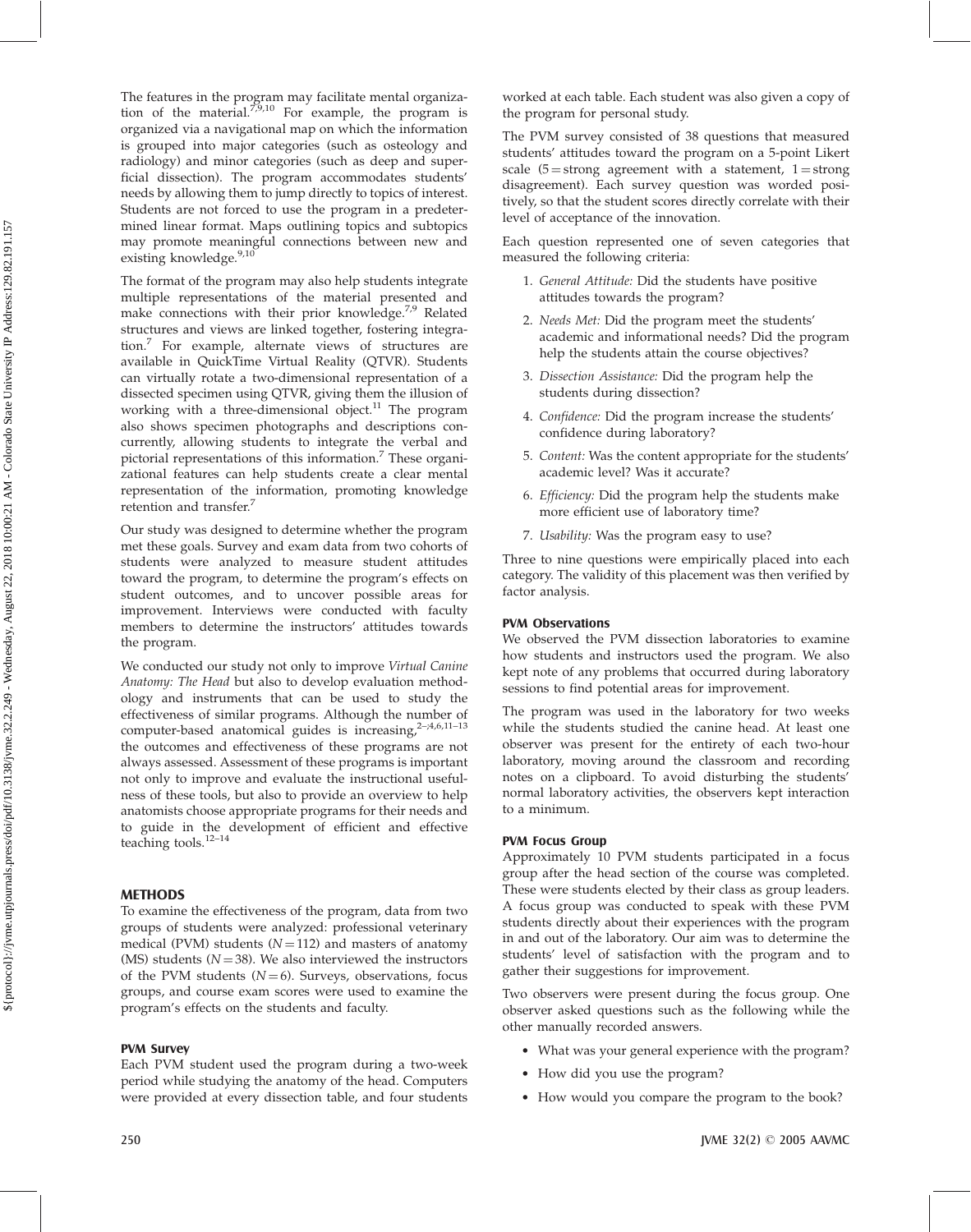The features in the program may facilitate mental organization of the material.[7,9,10] For example, the program is organized via a navigational map on which the information is grouped into major categories (such as osteology and radiology) and minor categories (such as deep and superficial dissection). The program accommodates students' needs by allowing them to jump directly to topics of interest. Students are not forced to use the program in a predetermined linear format. Maps outlining topics and subtopics may promote meaningful connections between new and existing knowledge.[9,10]

The format of the program may also help students integrate multiple representations of the material presented and make connections with their prior knowledge.[7,9] Related structures and views are linked together, fostering integration.[7] For example, alternate views of structures are available in QuickTime Virtual Reality (QTVR). Students can virtually rotate a two-dimensional representation of a dissected specimen using QTVR, giving them the illusion of working with a three-dimensional object.[11] The program also shows specimen photographs and descriptions concurrently, allowing students to integrate the verbal and pictorial representations of this information.[7] These organizational features can help students create a clear mental representation of the information, promoting knowledge retention and transfer.[7]

Our study was designed to determine whether the program met these goals. Survey and exam data from two cohorts of students were analyzed to measure student attitudes toward the program, to determine the program's effects on student outcomes, and to uncover possible areas for improvement. Interviews were conducted with faculty members to determine the instructors' attitudes towards the program.

We conducted our study not only to improve *Virtual Canine Anatomy: The Head* but also to develop evaluation methodology and instruments that can be used to study the effectiveness of similar programs. Although the number of computer-based anatomical guides is increasing,[2–;4,6,11–13] the outcomes and effectiveness of these programs are not always assessed. Assessment of these programs is important not only to improve and evaluate the instructional usefulness of these tools, but also to provide an overview to help anatomists choose appropriate programs for their needs and to guide in the development of efficient and effective teaching tools.[12–14]

## METHODS

To examine the effectiveness of the program, data from two groups of students were analyzed: professional veterinary medical (PVM) students ($N = 112$) and masters of anatomy (MS) students ($N = 38$). We also interviewed the instructors of the PVM students ($N = 6$). Surveys, observations, focus groups, and course exam scores were used to examine the program's effects on the students and faculty.

### PVM Survey

Each PVM student used the program during a two-week period while studying the anatomy of the head. Computers were provided at every dissection table, and four students worked at each table. Each student was also given a copy of the program for personal study.

The PVM survey consisted of 38 questions that measured students' attitudes toward the program on a 5-point Likert scale (5 = strong agreement with a statement, 1 = strong disagreement). Each survey question was worded positively, so that the student scores directly correlate with their level of acceptance of the innovation.

Each question represented one of seven categories that measured the following criteria:

1. *General Attitude:* Did the students have positive attitudes towards the program?
2. *Needs Met:* Did the program meet the students' academic and informational needs? Did the program help the students attain the course objectives?
3. *Dissection Assistance:* Did the program help the students during dissection?
4. *Confidence:* Did the program increase the students' confidence during laboratory?
5. *Content:* Was the content appropriate for the students' academic level? Was it accurate?
6. *Efficiency:* Did the program help the students make more efficient use of laboratory time?
7. *Usability:* Was the program easy to use?

Three to nine questions were empirically placed into each category. The validity of this placement was then verified by factor analysis.

### PVM Observations

We observed the PVM dissection laboratories to examine how students and instructors used the program. We also kept note of any problems that occurred during laboratory sessions to find potential areas for improvement.

The program was used in the laboratory for two weeks while the students studied the canine head. At least one observer was present for the entirety of each two-hour laboratory, moving around the classroom and recording notes on a clipboard. To avoid disturbing the students' normal laboratory activities, the observers kept interaction to a minimum.

### PVM Focus Group

Approximately 10 PVM students participated in a focus group after the head section of the course was completed. These were students elected by their class as group leaders. A focus group was conducted to speak with these PVM students directly about their experiences with the program in and out of the laboratory. Our aim was to determine the students' level of satisfaction with the program and to gather their suggestions for improvement.

Two observers were present during the focus group. One observer asked questions such as the following while the other manually recorded answers.

- What was your general experience with the program?
- How did you use the program?
- How would you compare the program to the book?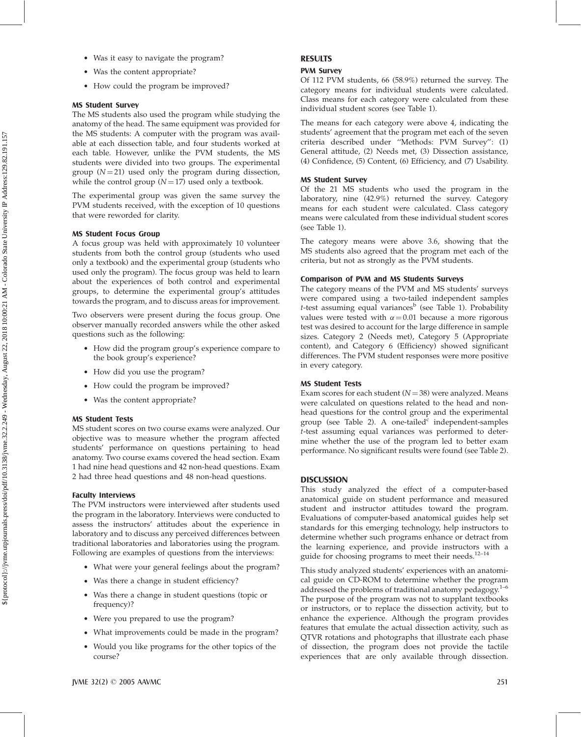- Was it easy to navigate the program?
- Was the content appropriate?
- How could the program be improved?

### MS Student Survey

The MS students also used the program while studying the anatomy of the head. The same equipment was provided for the MS students: A computer with the program was available at each dissection table, and four students worked at each table. However, unlike the PVM students, the MS students were divided into two groups. The experimental group ($N = 21$) used only the program during dissection, while the control group ($N = 17$) used only a textbook.

The experimental group was given the same survey the PVM students received, with the exception of 10 questions that were reworded for clarity.

### MS Student Focus Group

A focus group was held with approximately 10 volunteer students from both the control group (students who used only a textbook) and the experimental group (students who used only the program). The focus group was held to learn about the experiences of both control and experimental groups, to determine the experimental group's attitudes towards the program, and to discuss areas for improvement.

Two observers were present during the focus group. One observer manually recorded answers while the other asked questions such as the following:

- How did the program group's experience compare to the book group's experience?
- How did you use the program?
- How could the program be improved?
- Was the content appropriate?

### MS Student Tests

MS student scores on two course exams were analyzed. Our objective was to measure whether the program affected students' performance on questions pertaining to head anatomy. Two course exams covered the head section. Exam 1 had nine head questions and 42 non-head questions. Exam 2 had three head questions and 48 non-head questions.

### Faculty Interviews

The PVM instructors were interviewed after students used the program in the laboratory. Interviews were conducted to assess the instructors' attitudes about the experience in laboratory and to discuss any perceived differences between traditional laboratories and laboratories using the program. Following are examples of questions from the interviews:

- What were your general feelings about the program?
- Was there a change in student efficiency?
- Was there a change in student questions (topic or frequency)?
- Were you prepared to use the program?
- What improvements could be made in the program?
- Would you like programs for the other topics of the course?

## RESULTS

### PVM Survey

Of 112 PVM students, 66 (58.9%) returned the survey. The category means for individual students were calculated. Class means for each category were calculated from these individual student scores (see Table 1).

The means for each category were above 4, indicating the students' agreement that the program met each of the seven criteria described under "Methods: PVM Survey": (1) General attitude, (2) Needs met, (3) Dissection assistance, (4) Confidence, (5) Content, (6) Efficiency, and (7) Usability.

### MS Student Survey

Of the 21 MS students who used the program in the laboratory, nine (42.9%) returned the survey. Category means for each student were calculated. Class category means were calculated from these individual student scores (see Table 1).

The category means were above 3.6, showing that the MS students also agreed that the program met each of the criteria, but not as strongly as the PVM students.

### Comparison of PVM and MS Students Surveys

The category means of the PVM and MS students' surveys were compared using a two-tailed independent samples $t$-test assuming equal variances[b] (see Table 1). Probability values were tested with $\alpha = 0.01$ because a more rigorous test was desired to account for the large difference in sample sizes. Category 2 (Needs met), Category 5 (Appropriate content), and Category 6 (Efficiency) showed significant differences. The PVM student responses were more positive in every category.

### MS Student Tests

Exam scores for each student ($N = 38$) were analyzed. Means were calculated on questions related to the head and non-head questions for the control group and the experimental group (see Table 2). A one-tailed[c] independent-samples $t$-test assuming equal variances was performed to determine whether the use of the program led to better exam performance. No significant results were found (see Table 2).

## DISCUSSION

This study analyzed the effect of a computer-based anatomical guide on student performance and measured student and instructor attitudes toward the program. Evaluations of computer-based anatomical guides help set standards for this emerging technology, help instructors to determine whether such programs enhance or detract from the learning experience, and provide instructors with a guide for choosing programs to meet their needs.[12–14]

This study analyzed students' experiences with an anatomical guide on CD-ROM to determine whether the program addressed the problems of traditional anatomy pedagogy.[1–6] The purpose of the program was not to supplant textbooks or instructors, or to replace the dissection activity, but to enhance the experience. Although the program provides features that emulate the actual dissection activity, such as QTVR rotations and photographs that illustrate each phase of dissection, the program does not provide the tactile experiences that are only available through dissection.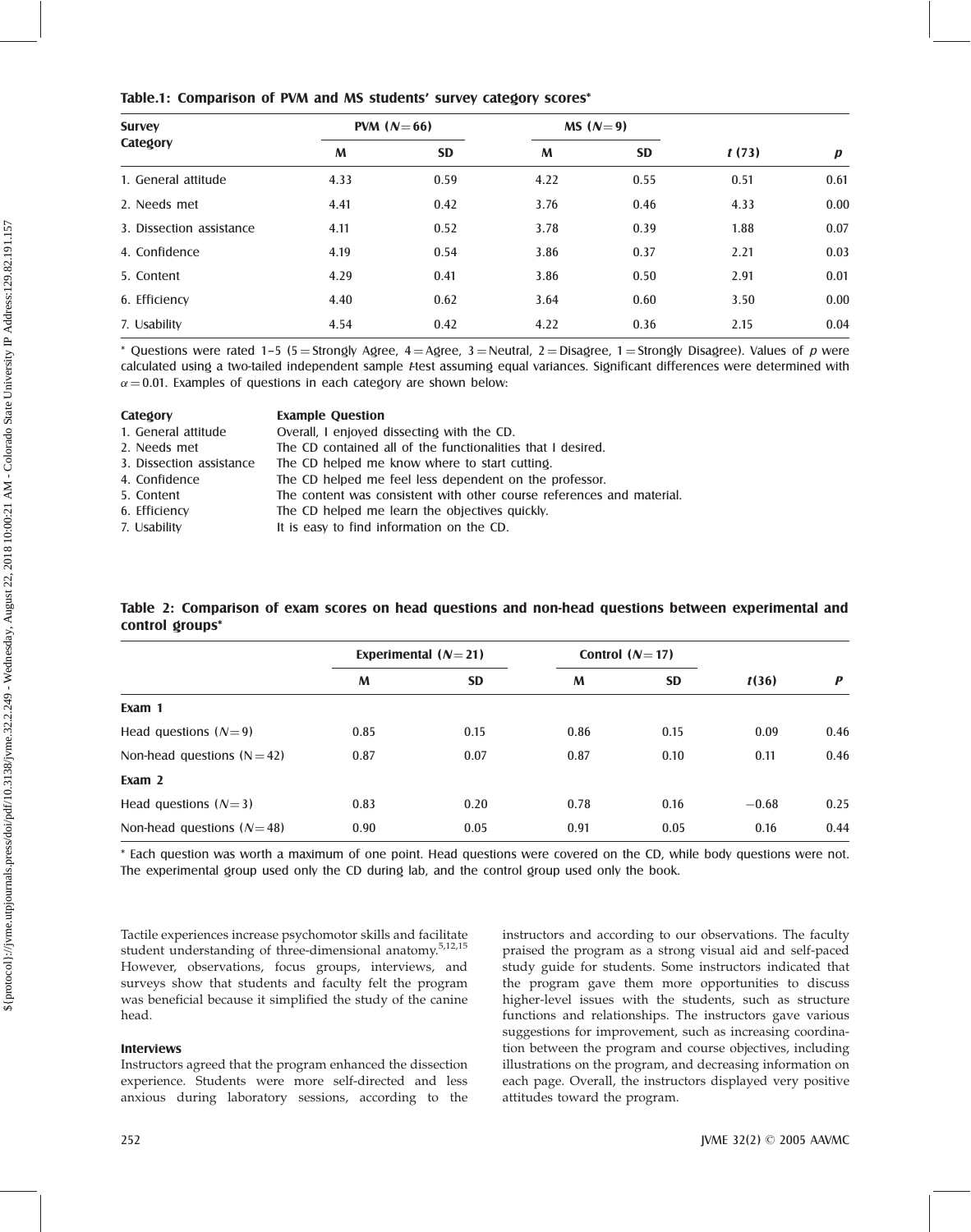**Table.1: Comparison of PVM and MS students' survey category scores***

| Survey Category | PVM ($N = 66$) | | MS ($N = 9$) | | | |
|---|---|---|---|---|---|---|
| | M | SD | M | SD | $t$ (73) | $p$ |
| 1. General attitude | 4.33 | 0.59 | 4.22 | 0.55 | 0.51 | 0.61 |
| 2. Needs met | 4.41 | 0.42 | 3.76 | 0.46 | 4.33 | 0.00 |
| 3. Dissection assistance | 4.11 | 0.52 | 3.78 | 0.39 | 1.88 | 0.07 |
| 4. Confidence | 4.19 | 0.54 | 3.86 | 0.37 | 2.21 | 0.03 |
| 5. Content | 4.29 | 0.41 | 3.86 | 0.50 | 2.91 | 0.01 |
| 6. Efficiency | 4.40 | 0.62 | 3.64 | 0.60 | 3.50 | 0.00 |
| 7. Usability | 4.54 | 0.42 | 4.22 | 0.36 | 2.15 | 0.04 |

* Questions were rated 1–5 (5 = Strongly Agree, 4 = Agree, 3 = Neutral, 2 = Disagree, 1 = Strongly Disagree). Values of $p$ were calculated using a two-tailed independent sample $t$-test assuming equal variances. Significant differences were determined with $\alpha = 0.01$. Examples of questions in each category are shown below:

| Category | Example Question |
|---|---|
| 1. General attitude | Overall, I enjoyed dissecting with the CD. |
| 2. Needs met | The CD contained all of the functionalities that I desired. |
| 3. Dissection assistance | The CD helped me know where to start cutting. |
| 4. Confidence | The CD helped me feel less dependent on the professor. |
| 5. Content | The content was consistent with other course references and material. |
| 6. Efficiency | The CD helped me learn the objectives quickly. |
| 7. Usability | It is easy to find information on the CD. |

**Table 2: Comparison of exam scores on head questions and non-head questions between experimental and control groups***

| | Experimental ($N = 21$) | | Control ($N = 17$) | | | |
|---|---|---|---|---|---|---|
| | M | SD | M | SD | $t$(36) | $P$ |
| **Exam 1** | | | | | | |
| Head questions ($N = 9$) | 0.85 | 0.15 | 0.86 | 0.15 | 0.09 | 0.46 |
| Non-head questions ($N = 42$) | 0.87 | 0.07 | 0.87 | 0.10 | 0.11 | 0.46 |
| **Exam 2** | | | | | | |
| Head questions ($N = 3$) | 0.83 | 0.20 | 0.78 | 0.16 | −0.68 | 0.25 |
| Non-head questions ($N = 48$) | 0.90 | 0.05 | 0.91 | 0.05 | 0.16 | 0.44 |

* Each question was worth a maximum of one point. Head questions were covered on the CD, while body questions were not. The experimental group used only the CD during lab, and the control group used only the book.

Tactile experiences increase psychomotor skills and facilitate student understanding of three-dimensional anatomy.[5,12,15] However, observations, focus groups, interviews, and surveys show that students and faculty felt the program was beneficial because it simplified the study of the canine head.

### Interviews

Instructors agreed that the program enhanced the dissection experience. Students were more self-directed and less anxious during laboratory sessions, according to the instructors and according to our observations. The faculty praised the program as a strong visual aid and self-paced study guide for students. Some instructors indicated that the program gave them more opportunities to discuss higher-level issues with the students, such as structure functions and relationships. The instructors gave various suggestions for improvement, such as increasing coordination between the program and course objectives, including illustrations on the program, and decreasing information on each page. Overall, the instructors displayed very positive attitudes toward the program.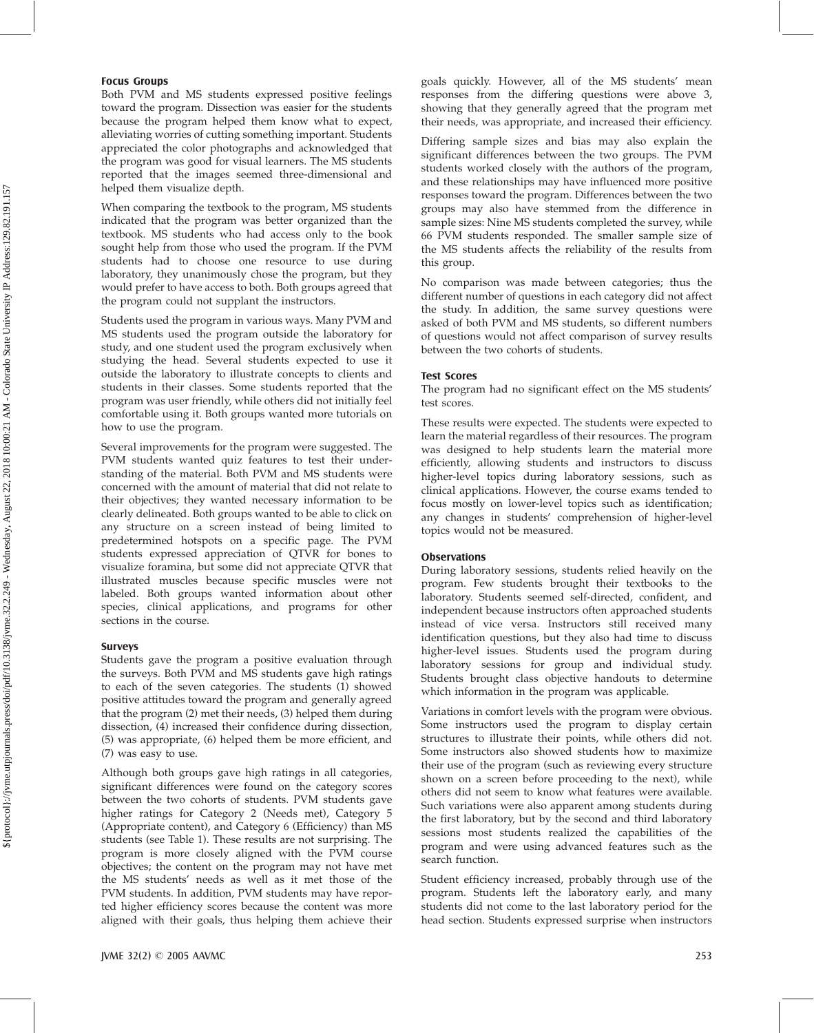### Focus Groups

Both PVM and MS students expressed positive feelings toward the program. Dissection was easier for the students because the program helped them know what to expect, alleviating worries of cutting something important. Students appreciated the color photographs and acknowledged that the program was good for visual learners. The MS students reported that the images seemed three-dimensional and helped them visualize depth.

When comparing the textbook to the program, MS students indicated that the program was better organized than the textbook. MS students who had access only to the book sought help from those who used the program. If the PVM students had to choose one resource to use during laboratory, they unanimously chose the program, but they would prefer to have access to both. Both groups agreed that the program could not supplant the instructors.

Students used the program in various ways. Many PVM and MS students used the program outside the laboratory for study, and one student used the program exclusively when studying the head. Several students expected to use it outside the laboratory to illustrate concepts to clients and students in their classes. Some students reported that the program was user friendly, while others did not initially feel comfortable using it. Both groups wanted more tutorials on how to use the program.

Several improvements for the program were suggested. The PVM students wanted quiz features to test their understanding of the material. Both PVM and MS students were concerned with the amount of material that did not relate to their objectives; they wanted necessary information to be clearly delineated. Both groups wanted to be able to click on any structure on a screen instead of being limited to predetermined hotspots on a specific page. The PVM students expressed appreciation of QTVR for bones to visualize foramina, but some did not appreciate QTVR that illustrated muscles because specific muscles were not labeled. Both groups wanted information about other species, clinical applications, and programs for other sections in the course.

### Surveys

Students gave the program a positive evaluation through the surveys. Both PVM and MS students gave high ratings to each of the seven categories. The students (1) showed positive attitudes toward the program and generally agreed that the program (2) met their needs, (3) helped them during dissection, (4) increased their confidence during dissection, (5) was appropriate, (6) helped them be more efficient, and (7) was easy to use.

Although both groups gave high ratings in all categories, significant differences were found on the category scores between the two cohorts of students. PVM students gave higher ratings for Category 2 (Needs met), Category 5 (Appropriate content), and Category 6 (Efficiency) than MS students (see Table 1). These results are not surprising. The program is more closely aligned with the PVM course objectives; the content on the program may not have met the MS students' needs as well as it met those of the PVM students. In addition, PVM students may have reported higher efficiency scores because the content was more aligned with their goals, thus helping them achieve their goals quickly. However, all of the MS students' mean responses from the differing questions were above 3, showing that they generally agreed that the program met their needs, was appropriate, and increased their efficiency.

Differing sample sizes and bias may also explain the significant differences between the two groups. The PVM students worked closely with the authors of the program, and these relationships may have influenced more positive responses toward the program. Differences between the two groups may also have stemmed from the difference in sample sizes: Nine MS students completed the survey, while 66 PVM students responded. The smaller sample size of the MS students affects the reliability of the results from this group.

No comparison was made between categories; thus the different number of questions in each category did not affect the study. In addition, the same survey questions were asked of both PVM and MS students, so different numbers of questions would not affect comparison of survey results between the two cohorts of students.

### Test Scores

The program had no significant effect on the MS students' test scores.

These results were expected. The students were expected to learn the material regardless of their resources. The program was designed to help students learn the material more efficiently, allowing students and instructors to discuss higher-level topics during laboratory sessions, such as clinical applications. However, the course exams tended to focus mostly on lower-level topics such as identification; any changes in students' comprehension of higher-level topics would not be measured.

### Observations

During laboratory sessions, students relied heavily on the program. Few students brought their textbooks to the laboratory. Students seemed self-directed, confident, and independent because instructors often approached students instead of vice versa. Instructors still received many identification questions, but they also had time to discuss higher-level issues. Students used the program during laboratory sessions for group and individual study. Students brought class objective handouts to determine which information in the program was applicable.

Variations in comfort levels with the program were obvious. Some instructors used the program to display certain structures to illustrate their points, while others did not. Some instructors also showed students how to maximize their use of the program (such as reviewing every structure shown on a screen before proceeding to the next), while others did not seem to know what features were available. Such variations were also apparent among students during the first laboratory, but by the second and third laboratory sessions most students realized the capabilities of the program and were using advanced features such as the search function.

Student efficiency increased, probably through use of the program. Students left the laboratory early, and many students did not come to the last laboratory period for the head section. Students expressed surprise when instructors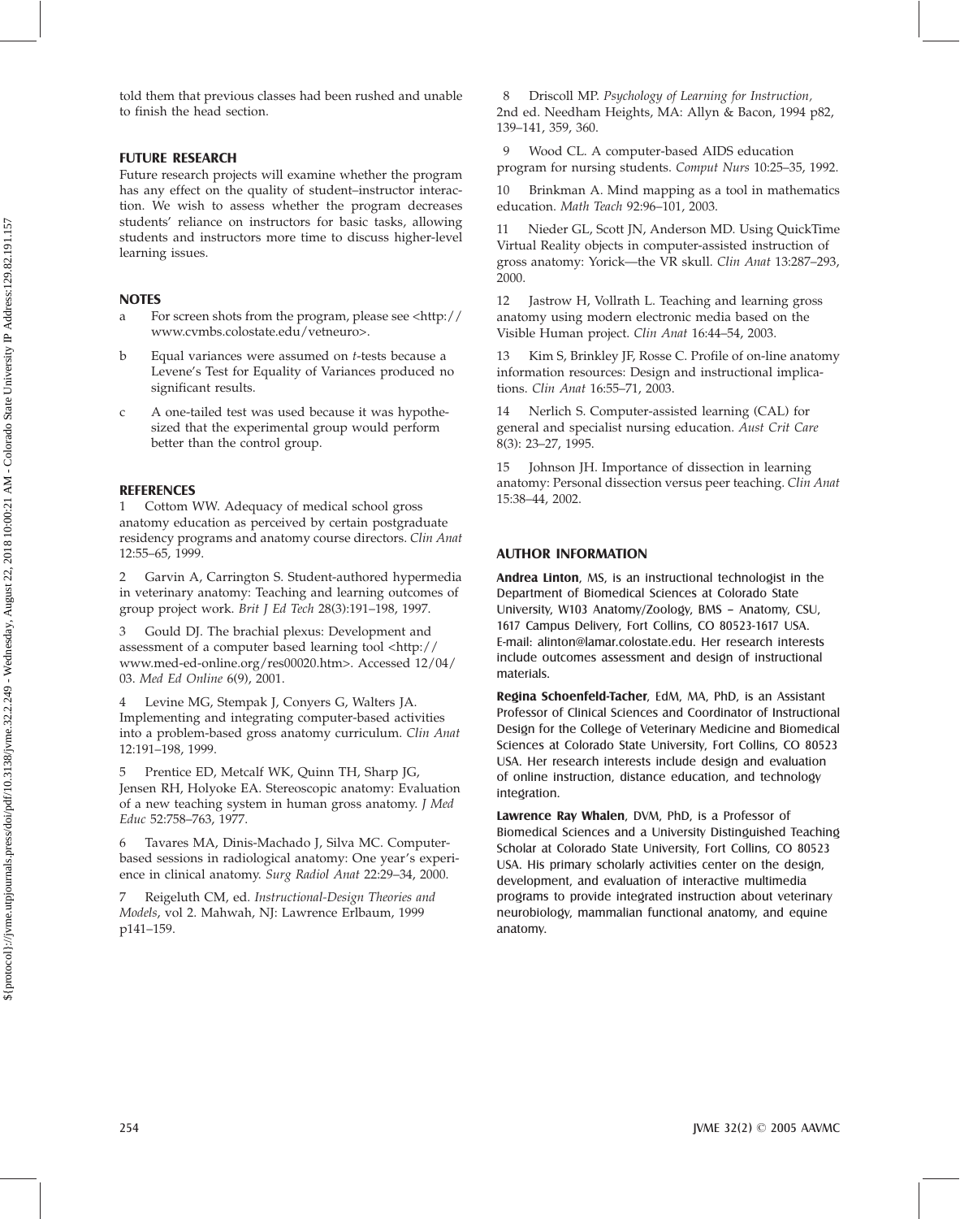told them that previous classes had been rushed and unable to finish the head section.

## FUTURE RESEARCH

Future research projects will examine whether the program has any effect on the quality of student–instructor interaction. We wish to assess whether the program decreases students' reliance on instructors for basic tasks, allowing students and instructors more time to discuss higher-level learning issues.

## NOTES

a For screen shots from the program, please see <http://www.cvmbs.colostate.edu/vetneuro>.

b Equal variances were assumed on *t*-tests because a Levene's Test for Equality of Variances produced no significant results.

c A one-tailed test was used because it was hypothesized that the experimental group would perform better than the control group.

## REFERENCES

1 Cottom WW. Adequacy of medical school gross anatomy education as perceived by certain postgraduate residency programs and anatomy course directors. *Clin Anat* 12:55–65, 1999.

2 Garvin A, Carrington S. Student-authored hypermedia in veterinary anatomy: Teaching and learning outcomes of group project work. *Brit J Ed Tech* 28(3):191–198, 1997.

3 Gould DJ. The brachial plexus: Development and assessment of a computer based learning tool <http://www.med-ed-online.org/res00020.htm>. Accessed 12/04/03. *Med Ed Online* 6(9), 2001.

4 Levine MG, Stempak J, Conyers G, Walters JA. Implementing and integrating computer-based activities into a problem-based gross anatomy curriculum. *Clin Anat* 12:191–198, 1999.

5 Prentice ED, Metcalf WK, Quinn TH, Sharp JG, Jensen RH, Holyoke EA. Stereoscopic anatomy: Evaluation of a new teaching system in human gross anatomy. *J Med Educ* 52:758–763, 1977.

6 Tavares MA, Dinis-Machado J, Silva MC. Computer-based sessions in radiological anatomy: One year's experience in clinical anatomy. *Surg Radiol Anat* 22:29–34, 2000.

7 Reigeluth CM, ed. *Instructional-Design Theories and Models*, vol 2. Mahwah, NJ: Lawrence Erlbaum, 1999 p141–159.

8 Driscoll MP. *Psychology of Learning for Instruction,* 2nd ed. Needham Heights, MA: Allyn & Bacon, 1994 p82, 139–141, 359, 360.

9 Wood CL. A computer-based AIDS education program for nursing students. *Comput Nurs* 10:25–35, 1992.

10 Brinkman A. Mind mapping as a tool in mathematics education. *Math Teach* 92:96–101, 2003.

11 Nieder GL, Scott JN, Anderson MD. Using QuickTime Virtual Reality objects in computer-assisted instruction of gross anatomy: Yorick—the VR skull. *Clin Anat* 13:287–293, 2000.

12 Jastrow H, Vollrath L. Teaching and learning gross anatomy using modern electronic media based on the Visible Human project. *Clin Anat* 16:44–54, 2003.

13 Kim S, Brinkley JF, Rosse C. Profile of on-line anatomy information resources: Design and instructional implications. *Clin Anat* 16:55–71, 2003.

14 Nerlich S. Computer-assisted learning (CAL) for general and specialist nursing education. *Aust Crit Care* 8(3): 23–27, 1995.

15 Johnson JH. Importance of dissection in learning anatomy: Personal dissection versus peer teaching. *Clin Anat* 15:38–44, 2002.

## AUTHOR INFORMATION

**Andrea Linton**, MS, is an instructional technologist in the Department of Biomedical Sciences at Colorado State University, W103 Anatomy/Zoology, BMS – Anatomy, CSU, 1617 Campus Delivery, Fort Collins, CO 80523-1617 USA. E-mail: alinton@lamar.colostate.edu. Her research interests include outcomes assessment and design of instructional materials.

**Regina Schoenfeld-Tacher**, EdM, MA, PhD, is an Assistant Professor of Clinical Sciences and Coordinator of Instructional Design for the College of Veterinary Medicine and Biomedical Sciences at Colorado State University, Fort Collins, CO 80523 USA. Her research interests include design and evaluation of online instruction, distance education, and technology integration.

**Lawrence Ray Whalen**, DVM, PhD, is a Professor of Biomedical Sciences and a University Distinguished Teaching Scholar at Colorado State University, Fort Collins, CO 80523 USA. His primary scholarly activities center on the design, development, and evaluation of interactive multimedia programs to provide integrated instruction about veterinary neurobiology, mammalian functional anatomy, and equine anatomy.